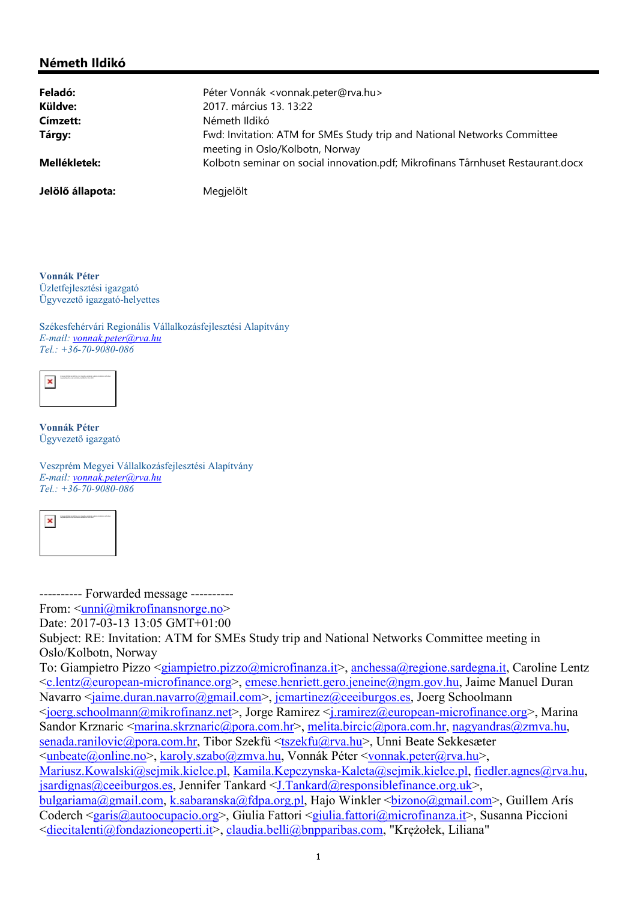## Németh Ildikó

| | |
|---|---|
| **Feladó:** | Péter Vonnák <vonnak.peter@rva.hu> |
| **Küldve:** | 2017. március 13. 13:22 |
| **Címzett:** | Németh Ildikó |
| **Tárgy:** | Fwd: Invitation: ATM for SMEs Study trip and National Networks Committee meeting in Oslo/Kolbotn, Norway |
| **Mellékletek:** | Kolbotn seminar on social innovation.pdf; Mikrofinans Tårnhuset Restaurant.docx |
| **Jelölő állapota:** | Megjelölt |

**Vonnák Péter**
Üzletfejlesztési igazgató
Ügyvezető igazgató-helyettes

Székesfehérvári Regionális Vállalkozásfejlesztési Alapítvány
*E-mail: vonnak.peter@rva.hu*
*Tel.: +36-70-9080-086*

**Vonnák Péter**
Ügyvezető igazgató

Veszprém Megyei Vállalkozásfejlesztési Alapítvány
*E-mail: vonnak.peter@rva.hu*
*Tel.: +36-70-9080-086*

---------- Forwarded message ----------
From: <unni@mikrofinansnorge.no>
Date: 2017-03-13 13:05 GMT+01:00
Subject: RE: Invitation: ATM for SMEs Study trip and National Networks Committee meeting in Oslo/Kolbotn, Norway
To: Giampietro Pizzo <giampietro.pizzo@microfinanza.it>, anchessa@regione.sardegna.it, Caroline Lentz <c.lentz@european-microfinance.org>, emese.henriett.gero.jeneine@ngm.gov.hu, Jaime Manuel Duran Navarro <jaime.duran.navarro@gmail.com>, jcmartinez@ceeiburgos.es, Joerg Schoolmann <joerg.schoolmann@mikrofinanz.net>, Jorge Ramirez <j.ramirez@european-microfinance.org>, Marina Sandor Krznaric <marina.skrznaric@pora.com.hr>, melita.bircic@pora.com.hr, nagyandras@zmva.hu, senada.ranilovic@pora.com.hr, Tibor Szekfü <tszekfu@rva.hu>, Unni Beate Sekkesæter <unbeate@online.no>, karoly.szabo@zmva.hu, Vonnák Péter <vonnak.peter@rva.hu>, Mariusz.Kowalski@sejmik.kielce.pl, Kamila.Kepczynska-Kaleta@sejmik.kielce.pl, fiedler.agnes@rva.hu, jsardignas@ceeiburgos.es, Jennifer Tankard <J.Tankard@responsiblefinance.org.uk>, bulgariama@gmail.com, k.sabaranska@fdpa.org.pl, Hajo Winkler <bizono@gmail.com>, Guillem Arís Coderch <garis@autoocupacio.org>, Giulia Fattori <giulia.fattori@microfinanza.it>, Susanna Piccioni <diecitalenti@fondazioneoperti.it>, claudia.belli@bnpparibas.com, "Krężołek, Liliana"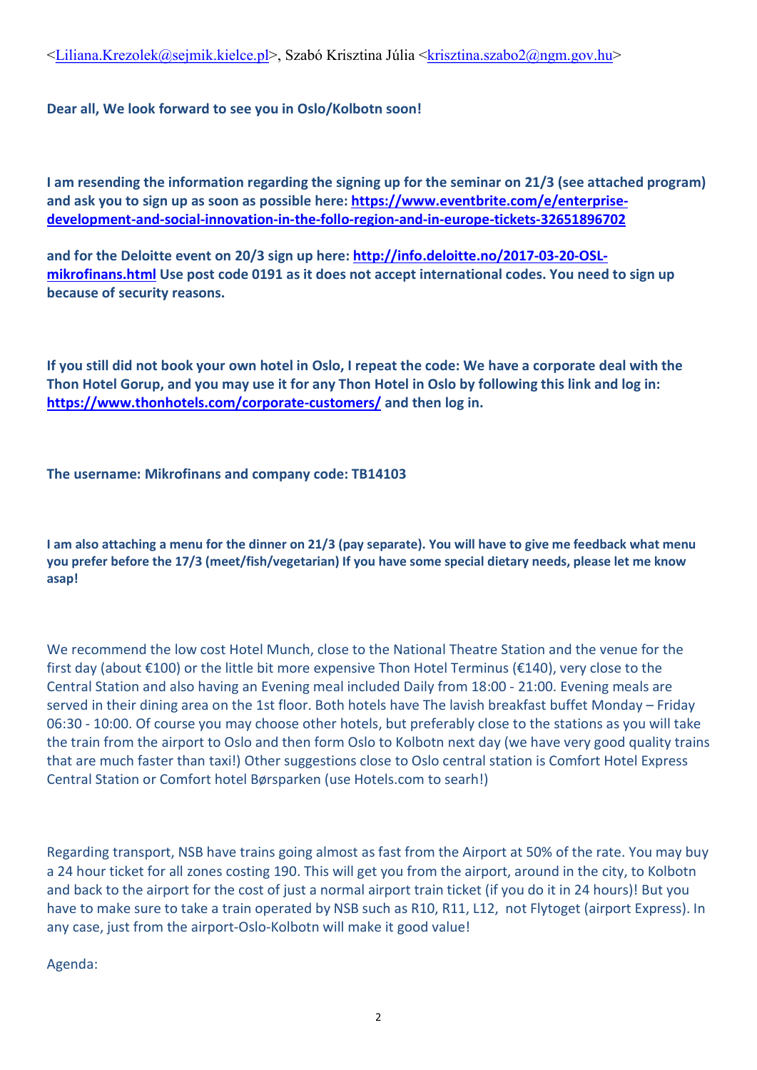<Liliana.Krezolek@sejmik.kielce.pl>, Szabó Krisztina Júlia <krisztina.szabo2@ngm.gov.hu>

**Dear all, We look forward to see you in Oslo/Kolbotn soon!**

**I am resending the information regarding the signing up for the seminar on 21/3 (see attached program) and ask you to sign up as soon as possible here: https://www.eventbrite.com/e/enterprise-development-and-social-innovation-in-the-follo-region-and-in-europe-tickets-32651896702**

**and for the Deloitte event on 20/3 sign up here: http://info.deloitte.no/2017-03-20-OSL-mikrofinans.html Use post code 0191 as it does not accept international codes. You need to sign up because of security reasons.**

**If you still did not book your own hotel in Oslo, I repeat the code: We have a corporate deal with the Thon Hotel Gorup, and you may use it for any Thon Hotel in Oslo by following this link and log in: https://www.thonhotels.com/corporate-customers/ and then log in.**

**The username: Mikrofinans and company code: TB14103**

**I am also attaching a menu for the dinner on 21/3 (pay separate). You will have to give me feedback what menu you prefer before the 17/3 (meet/fish/vegetarian) If you have some special dietary needs, please let me know asap!**

We recommend the low cost Hotel Munch, close to the National Theatre Station and the venue for the first day (about €100) or the little bit more expensive Thon Hotel Terminus (€140), very close to the Central Station and also having an Evening meal included Daily from 18:00 - 21:00. Evening meals are served in their dining area on the 1st floor. Both hotels have The lavish breakfast buffet Monday – Friday 06:30 - 10:00. Of course you may choose other hotels, but preferably close to the stations as you will take the train from the airport to Oslo and then form Oslo to Kolbotn next day (we have very good quality trains that are much faster than taxi!) Other suggestions close to Oslo central station is Comfort Hotel Express Central Station or Comfort hotel Børsparken (use Hotels.com to searh!)

Regarding transport, NSB have trains going almost as fast from the Airport at 50% of the rate. You may buy a 24 hour ticket for all zones costing 190. This will get you from the airport, around in the city, to Kolbotn and back to the airport for the cost of just a normal airport train ticket (if you do it in 24 hours)! But you have to make sure to take a train operated by NSB such as R10, R11, L12, not Flytoget (airport Express). In any case, just from the airport-Oslo-Kolbotn will make it good value!

Agenda: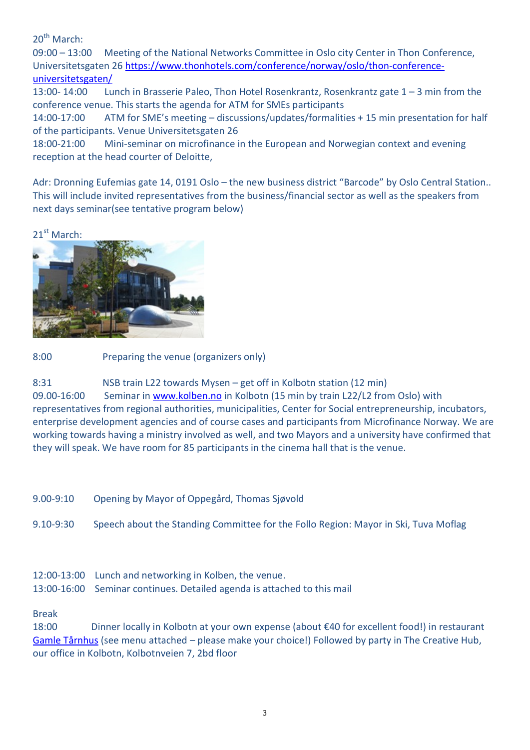20th March:

09:00 – 13:00 Meeting of the National Networks Committee in Oslo city Center in Thon Conference, Universitetsgaten 26 [https://www.thonhotels.com/conference/norway/oslo/thon-conference-universitetsgaten/](https://www.thonhotels.com/conference/norway/oslo/thon-conference-universitetsgaten/)

13:00- 14:00 Lunch in Brasserie Paleo, Thon Hotel Rosenkrantz, Rosenkrantz gate 1 – 3 min from the conference venue. This starts the agenda for ATM for SMEs participants

14:00-17:00 ATM for SME's meeting – discussions/updates/formalities + 15 min presentation for half of the participants. Venue Universitetsgaten 26

18:00-21:00 Mini-seminar on microfinance in the European and Norwegian context and evening reception at the head courter of Deloitte,

Adr: Dronning Eufemias gate 14, 0191 Oslo – the new business district "Barcode" by Oslo Central Station.. This will include invited representatives from the business/financial sector as well as the speakers from next days seminar(see tentative program below)

21st March:

8:00 Preparing the venue (organizers only)

8:31 NSB train L22 towards Mysen – get off in Kolbotn station (12 min)

09.00-16:00 Seminar in [www.kolben.no](www.kolben.no) in Kolbotn (15 min by train L22/L2 from Oslo) with representatives from regional authorities, municipalities, Center for Social entrepreneurship, incubators, enterprise development agencies and of course cases and participants from Microfinance Norway. We are working towards having a ministry involved as well, and two Mayors and a university have confirmed that they will speak. We have room for 85 participants in the cinema hall that is the venue.

9.00-9:10 Opening by Mayor of Oppegård, Thomas Sjøvold

9.10-9:30 Speech about the Standing Committee for the Follo Region: Mayor in Ski, Tuva Moflag

12:00-13:00 Lunch and networking in Kolben, the venue.

13:00-16:00 Seminar continues. Detailed agenda is attached to this mail

Break

18:00 Dinner locally in Kolbotn at your own expense (about €40 for excellent food!) in restaurant [Gamle Tårnhus](Gamle Tårnhus) (see menu attached – please make your choice!) Followed by party in The Creative Hub, our office in Kolbotn, Kolbotnveien 7, 2bd floor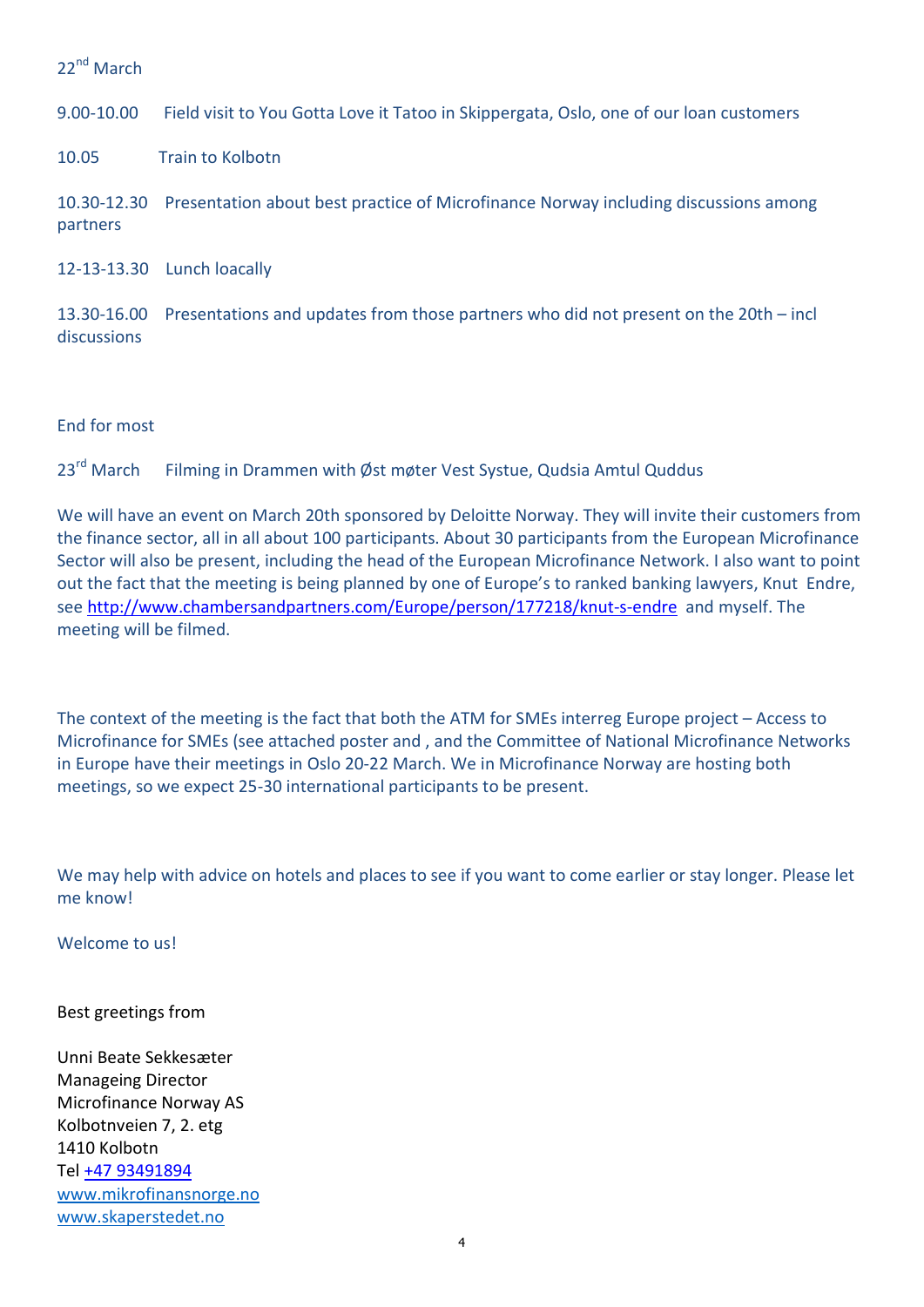22nd March

9.00-10.00  Field visit to You Gotta Love it Tatoo in Skippergata, Oslo, one of our loan customers

10.05  Train to Kolbotn

10.30-12.30  Presentation about best practice of Microfinance Norway including discussions among partners

12-13-13.30  Lunch loacally

13.30-16.00  Presentations and updates from those partners who did not present on the 20th – incl discussions

End for most

23rd March  Filming in Drammen with Øst møter Vest Systue, Qudsia Amtul Quddus

We will have an event on March 20th sponsored by Deloitte Norway. They will invite their customers from the finance sector, all in all about 100 participants. About 30 participants from the European Microfinance Sector will also be present, including the head of the European Microfinance Network. I also want to point out the fact that the meeting is being planned by one of Europe's to ranked banking lawyers, Knut Endre, see http://www.chambersandpartners.com/Europe/person/177218/knut-s-endre and myself. The meeting will be filmed.

The context of the meeting is the fact that both the ATM for SMEs interreg Europe project – Access to Microfinance for SMEs (see attached poster and , and the Committee of National Microfinance Networks in Europe have their meetings in Oslo 20-22 March. We in Microfinance Norway are hosting both meetings, so we expect 25-30 international participants to be present.

We may help with advice on hotels and places to see if you want to come earlier or stay longer. Please let me know!

Welcome to us!

Best greetings from

Unni Beate Sekkesæter
Manageing Director
Microfinance Norway AS
Kolbotnveien 7, 2. etg
1410 Kolbotn
Tel +47 93491894
www.mikrofinansnorge.no
www.skaperstedet.no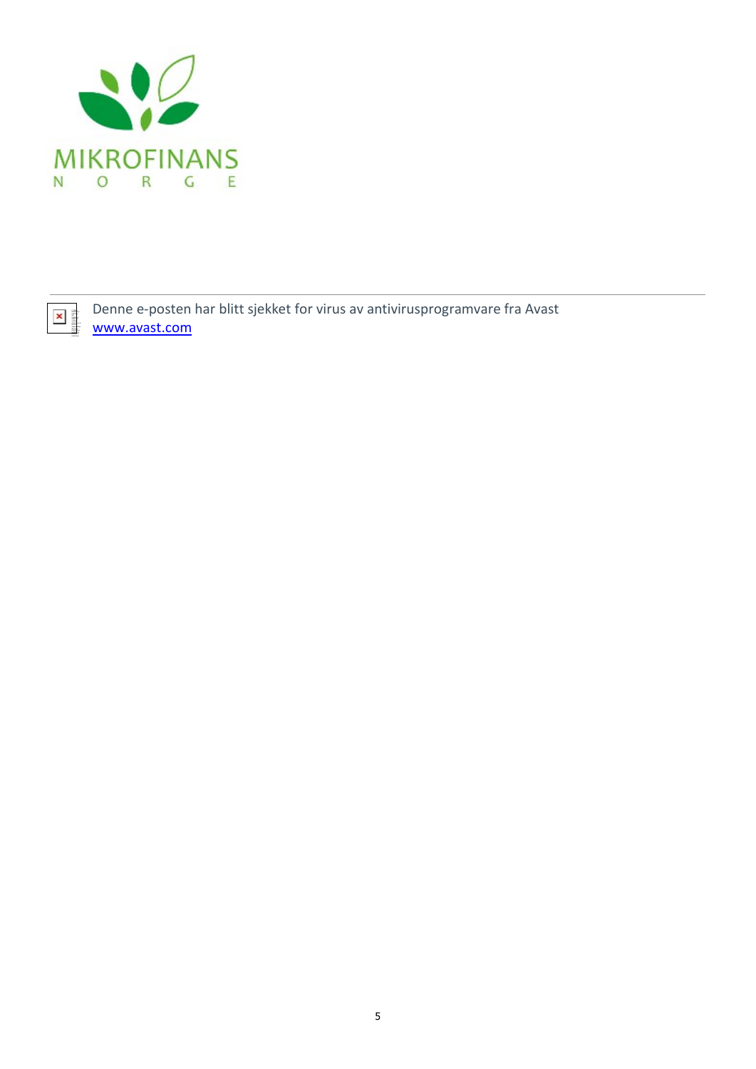MIKROFINANS
N O R G E

---

Denne e-posten har blitt sjekket for virus av antivirusprogramvare fra Avast
www.avast.com